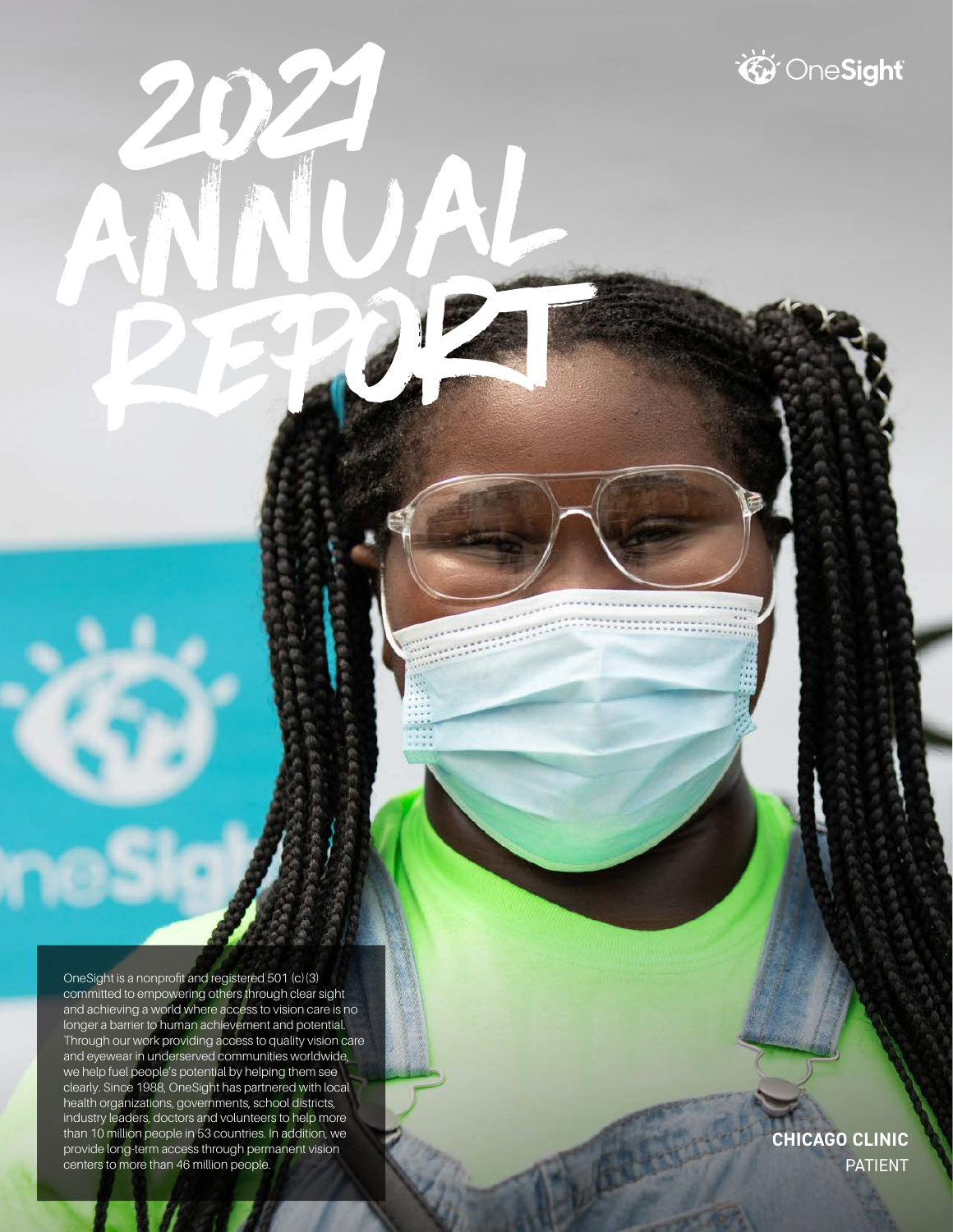# 2021 ANNUAL REPORT

OneSight

OneSight is a nonprofit and registered 501 (c)(3) committed to empowering others through clear sight and achieving a world where access to vision care is no longer a barrier to human achievement and potential. Through our work providing access to quality vision care and eyewear in underserved communities worldwide, we help fuel people's potential by helping them see clearly. Since 1988, OneSight has partnered with local health organizations, governments, school districts, industry leaders, doctors and volunteers to help more than 10 million people in 53 countries. In addition, we provide long-term access through permanent vision centers to more than 46 million people.

**CHICAGO CLINIC**
PATIENT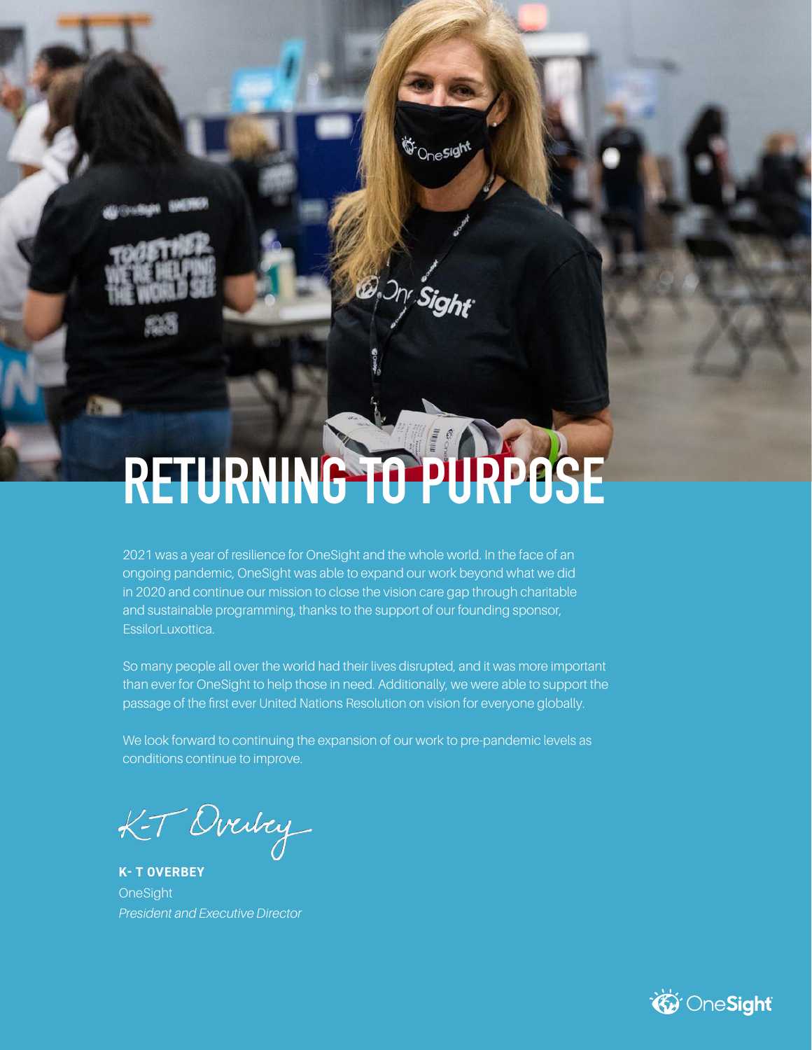# RETURNING TO PURPOSE

2021 was a year of resilience for OneSight and the whole world. In the face of an ongoing pandemic, OneSight was able to expand our work beyond what we did in 2020 and continue our mission to close the vision care gap through charitable and sustainable programming, thanks to the support of our founding sponsor, EssilorLuxottica.

So many people all over the world had their lives disrupted, and it was more important than ever for OneSight to help those in need. Additionally, we were able to support the passage of the first ever United Nations Resolution on vision for everyone globally.

We look forward to continuing the expansion of our work to pre-pandemic levels as conditions continue to improve.

K-T Overbey

**K- T OVERBEY**
OneSight
*President and Executive Director*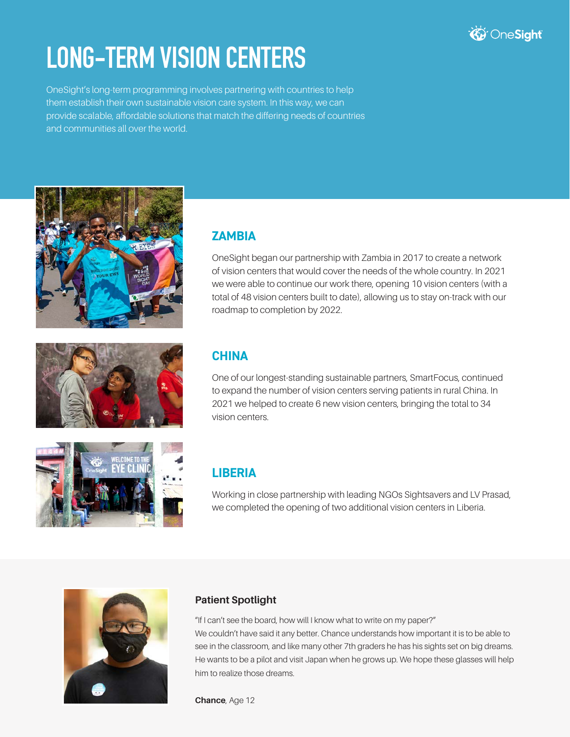# LONG-TERM VISION CENTERS

OneSight's long-term programming involves partnering with countries to help them establish their own sustainable vision care system. In this way, we can provide scalable, affordable solutions that match the differing needs of countries and communities all over the world.

## ZAMBIA

OneSight began our partnership with Zambia in 2017 to create a network of vision centers that would cover the needs of the whole country. In 2021 we were able to continue our work there, opening 10 vision centers (with a total of 48 vision centers built to date), allowing us to stay on-track with our roadmap to completion by 2022.

## CHINA

One of our longest-standing sustainable partners, SmartFocus, continued to expand the number of vision centers serving patients in rural China. In 2021 we helped to create 6 new vision centers, bringing the total to 34 vision centers.

## LIBERIA

Working in close partnership with leading NGOs Sightsavers and LV Prasad, we completed the opening of two additional vision centers in Liberia.

**Patient Spotlight**

"If I can't see the board, how will I know what to write on my paper?"
We couldn't have said it any better. Chance understands how important it is to be able to see in the classroom, and like many other 7th graders he has his sights set on big dreams. He wants to be a pilot and visit Japan when he grows up. We hope these glasses will help him to realize those dreams.

**Chance**, Age 12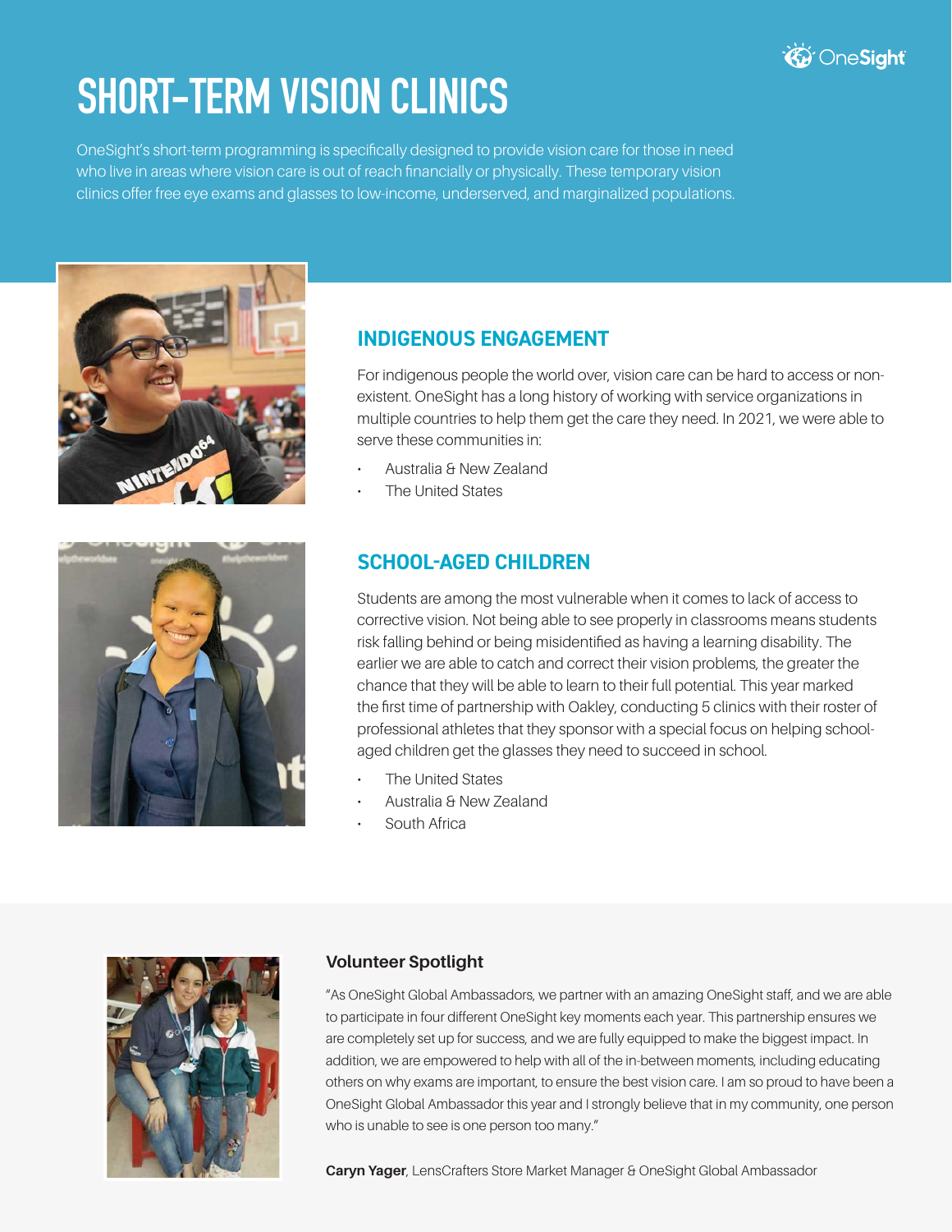# SHORT-TERM VISION CLINICS

OneSight's short-term programming is specifically designed to provide vision care for those in need who live in areas where vision care is out of reach financially or physically. These temporary vision clinics offer free eye exams and glasses to low-income, underserved, and marginalized populations.

## INDIGENOUS ENGAGEMENT

For indigenous people the world over, vision care can be hard to access or non-existent. OneSight has a long history of working with service organizations in multiple countries to help them get the care they need. In 2021, we were able to serve these communities in:

- Australia & New Zealand
- The United States

## SCHOOL-AGED CHILDREN

Students are among the most vulnerable when it comes to lack of access to corrective vision. Not being able to see properly in classrooms means students risk falling behind or being misidentified as having a learning disability. The earlier we are able to catch and correct their vision problems, the greater the chance that they will be able to learn to their full potential. This year marked the first time of partnership with Oakley, conducting 5 clinics with their roster of professional athletes that they sponsor with a special focus on helping school-aged children get the glasses they need to succeed in school.

- The United States
- Australia & New Zealand
- South Africa

### Volunteer Spotlight

"As OneSight Global Ambassadors, we partner with an amazing OneSight staff, and we are able to participate in four different OneSight key moments each year. This partnership ensures we are completely set up for success, and we are fully equipped to make the biggest impact. In addition, we are empowered to help with all of the in-between moments, including educating others on why exams are important, to ensure the best vision care. I am so proud to have been a OneSight Global Ambassador this year and I strongly believe that in my community, one person who is unable to see is one person too many."

**Caryn Yager**, LensCrafters Store Market Manager & OneSight Global Ambassador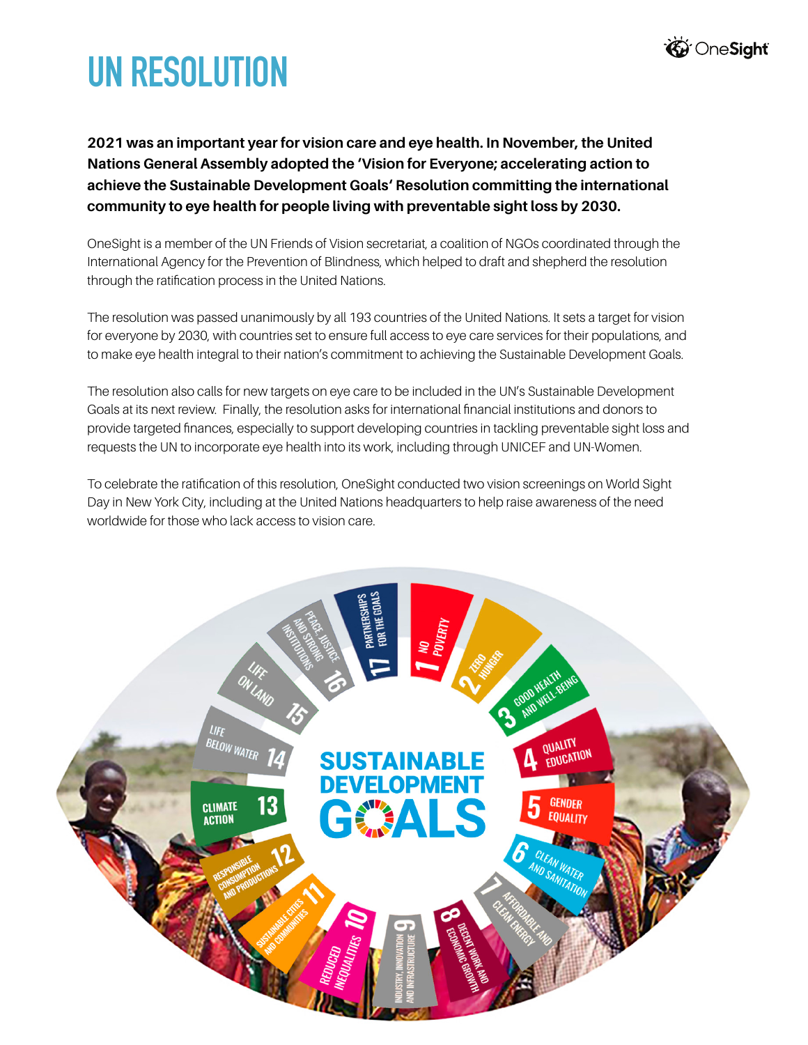# UN RESOLUTION

**2021 was an important year for vision care and eye health. In November, the United Nations General Assembly adopted the 'Vision for Everyone; accelerating action to achieve the Sustainable Development Goals' Resolution committing the international community to eye health for people living with preventable sight loss by 2030.**

OneSight is a member of the UN Friends of Vision secretariat, a coalition of NGOs coordinated through the International Agency for the Prevention of Blindness, which helped to draft and shepherd the resolution through the ratification process in the United Nations.

The resolution was passed unanimously by all 193 countries of the United Nations. It sets a target for vision for everyone by 2030, with countries set to ensure full access to eye care services for their populations, and to make eye health integral to their nation's commitment to achieving the Sustainable Development Goals.

The resolution also calls for new targets on eye care to be included in the UN's Sustainable Development Goals at its next review. Finally, the resolution asks for international financial institutions and donors to provide targeted finances, especially to support developing countries in tackling preventable sight loss and requests the UN to incorporate eye health into its work, including through UNICEF and UN-Women.

To celebrate the ratification of this resolution, OneSight conducted two vision screenings on World Sight Day in New York City, including at the United Nations headquarters to help raise awareness of the need worldwide for those who lack access to vision care.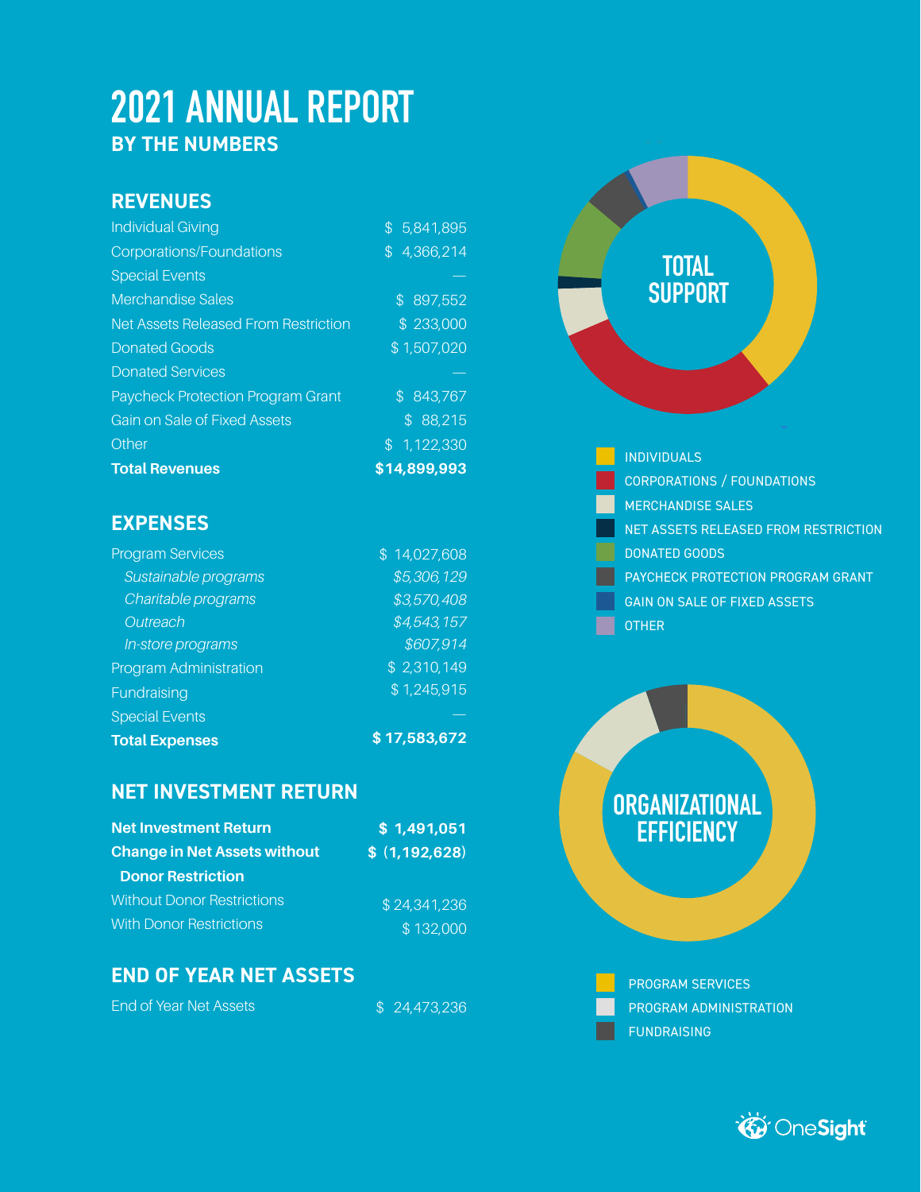# 2021 ANNUAL REPORT

## BY THE NUMBERS

### REVENUES

| | |
|---|---|
| Individual Giving | $ 5,841,895 |
| Corporations/Foundations | $ 4,366,214 |
| Special Events | — |
| Merchandise Sales | $ 897,552 |
| Net Assets Released From Restriction | $ 233,000 |
| Donated Goods | $ 1,507,020 |
| Donated Services | — |
| Paycheck Protection Program Grant | $ 843,767 |
| Gain on Sale of Fixed Assets | $ 88,215 |
| Other | $ 1,122,330 |
| **Total Revenues** | **$14,899,993** |

### EXPENSES

| | |
|---|---|
| Program Services | $ 14,027,608 |
| *Sustainable programs* | *$5,306,129* |
| *Charitable programs* | *$3,570,408* |
| *Outreach* | *$4,543,157* |
| *In-store programs* | *$607,914* |
| Program Administration | $ 2,310,149 |
| Fundraising | $ 1,245,915 |
| Special Events | — |
| **Total Expenses** | **$ 17,583,672** |

### NET INVESTMENT RETURN

| | |
|---|---|
| **Net Investment Return** | **$ 1,491,051** |
| **Change in Net Assets without Donor Restriction** | **$ (1,192,628)** |
| Without Donor Restrictions | $ 24,341,236 |
| With Donor Restrictions | $ 132,000 |

### END OF YEAR NET ASSETS

| | |
|---|---|
| End of Year Net Assets | $ 24,473,236 |

**TOTAL SUPPORT**

- INDIVIDUALS
- CORPORATIONS / FOUNDATIONS
- MERCHANDISE SALES
- NET ASSETS RELEASED FROM RESTRICTION
- DONATED GOODS
- PAYCHECK PROTECTION PROGRAM GRANT
- GAIN ON SALE OF FIXED ASSETS
- OTHER

**ORGANIZATIONAL EFFICIENCY**

- PROGRAM SERVICES
- PROGRAM ADMINISTRATION
- FUNDRAISING

OneSight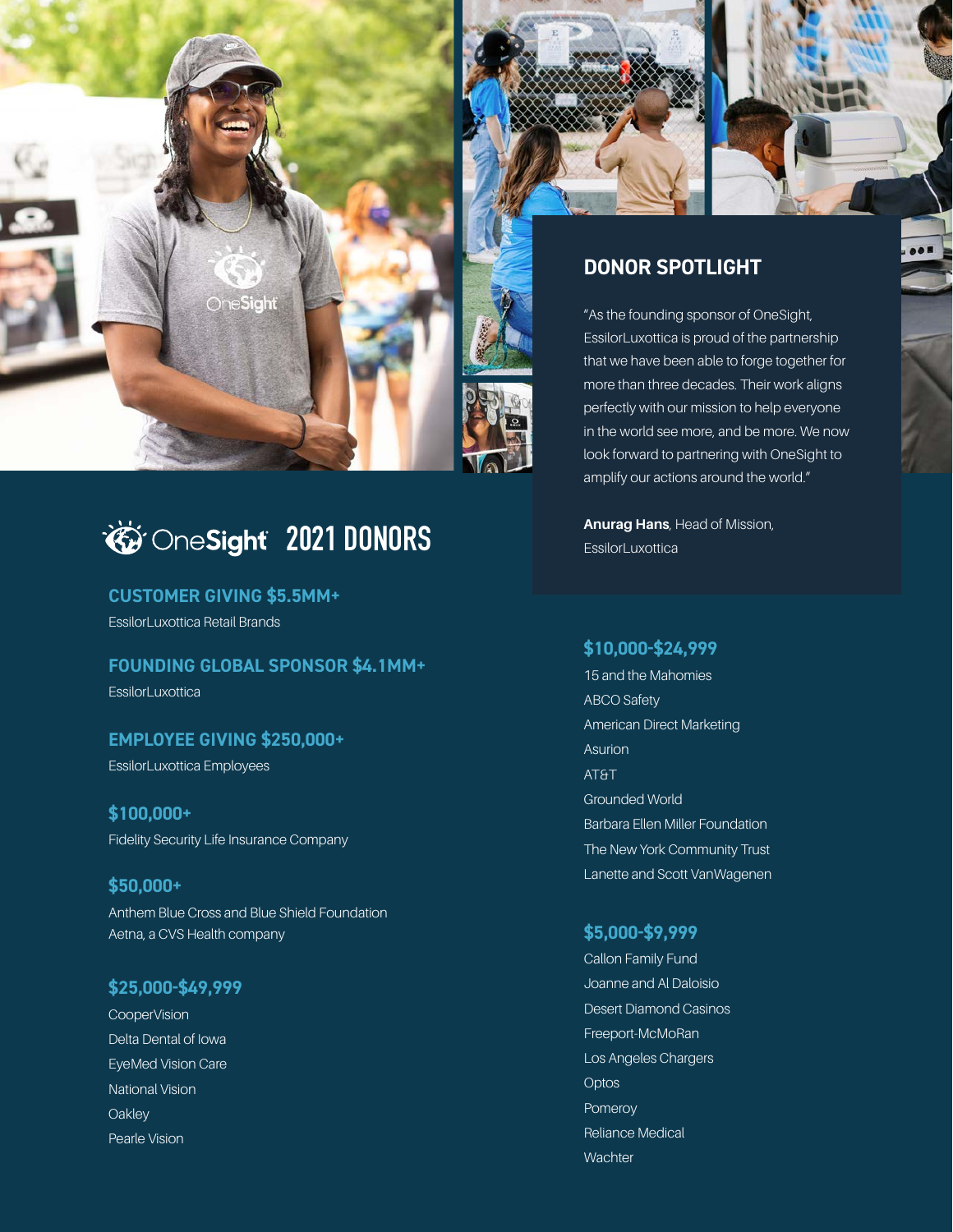## DONOR SPOTLIGHT

"As the founding sponsor of OneSight, EssilorLuxottica is proud of the partnership that we have been able to forge together for more than three decades. Their work aligns perfectly with our mission to help everyone in the world see more, and be more. We now look forward to partnering with OneSight to amplify our actions around the world."

**Anurag Hans**, Head of Mission, EssilorLuxottica

# OneSight 2021 DONORS

### CUSTOMER GIVING $5.5MM+

EssilorLuxottica Retail Brands

### FOUNDING GLOBAL SPONSOR $4.1MM+

EssilorLuxottica

### EMPLOYEE GIVING $250,000+

EssilorLuxottica Employees

### $100,000+

Fidelity Security Life Insurance Company

### $50,000+

Anthem Blue Cross and Blue Shield Foundation
Aetna, a CVS Health company

### $25,000-$49,999

CooperVision
Delta Dental of Iowa
EyeMed Vision Care
National Vision
Oakley
Pearle Vision

### $10,000-$24,999

15 and the Mahomies
ABCO Safety
American Direct Marketing
Asurion
AT&T
Grounded World
Barbara Ellen Miller Foundation
The New York Community Trust
Lanette and Scott VanWagenen

### $5,000-$9,999

Callon Family Fund
Joanne and Al Daloisio
Desert Diamond Casinos
Freeport-McMoRan
Los Angeles Chargers
Optos
Pomeroy
Reliance Medical
Wachter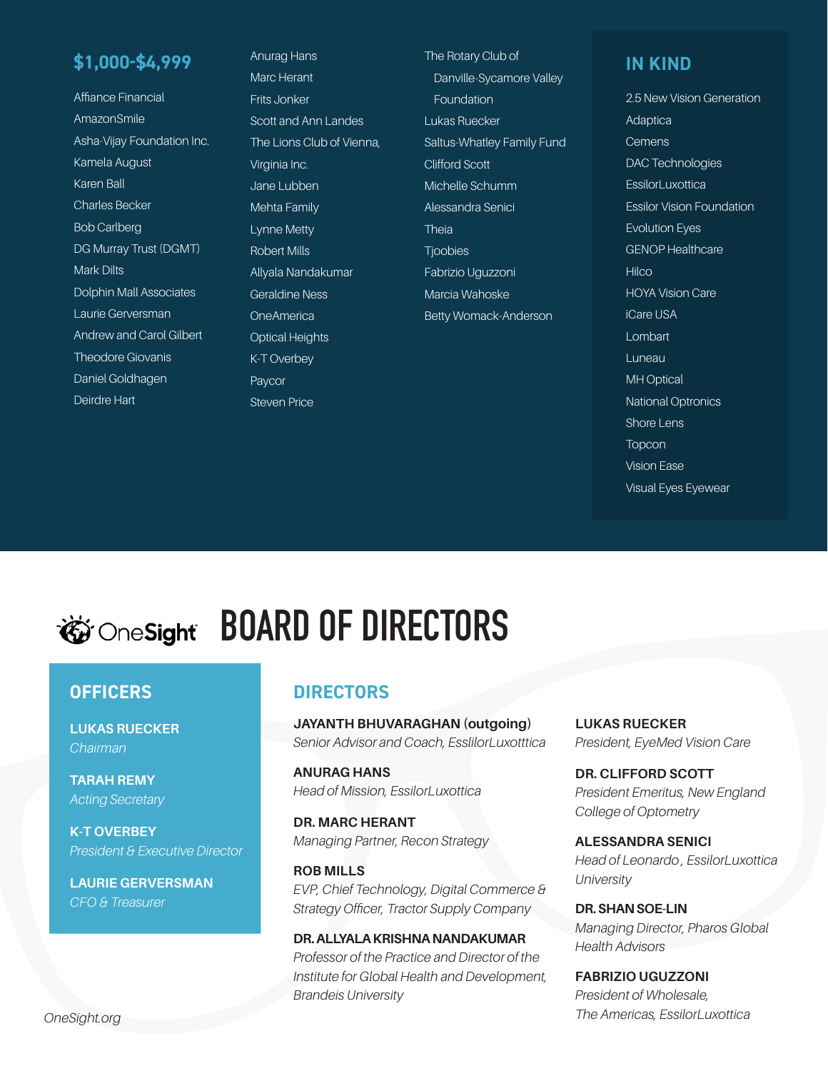## $1,000-$4,999

Affiance Financial
AmazonSmile
Asha-Vijay Foundation Inc.
Kamela August
Karen Ball
Charles Becker
Bob Carlberg
DG Murray Trust (DGMT)
Mark Dilts
Dolphin Mall Associates
Laurie Gerversman
Andrew and Carol Gilbert
Theodore Giovanis
Daniel Goldhagen
Deirdre Hart
Anurag Hans
Marc Herant
Frits Jonker
Scott and Ann Landes
The Lions Club of Vienna, Virginia Inc.
Jane Lubben
Mehta Family
Lynne Metty
Robert Mills
Allyala Nandakumar
Geraldine Ness
OneAmerica
Optical Heights
K-T Overbey
Paycor
Steven Price
The Rotary Club of Danville-Sycamore Valley Foundation
Lukas Ruecker
Saltus-Whatley Family Fund
Clifford Scott
Michelle Schumm
Alessandra Senici
Theia
Tjoobies
Fabrizio Uguzzoni
Marcia Wahoske
Betty Womack-Anderson

## IN KIND

2.5 New Vision Generation
Adaptica
Cemens
DAC Technologies
EssilorLuxottica
Essilor Vision Foundation
Evolution Eyes
GENOP Healthcare
Hilco
HOYA Vision Care
iCare USA
Lombart
Luneau
MH Optical
National Optronics
Shore Lens
Topcon
Vision Ease
Visual Eyes Eyewear

# OneSight BOARD OF DIRECTORS

## OFFICERS

**LUKAS RUECKER**
*Chairman*

**TARAH REMY**
*Acting Secretary*

**K-T OVERBEY**
*President & Executive Director*

**LAURIE GERVERSMAN**
*CFO & Treasurer*

## DIRECTORS

**JAYANTH BHUVARAGHAN (outgoing)**
*Senior Advisor and Coach, EsslilorLuxotttica*

**ANURAG HANS**
*Head of Mission, EssilorLuxottica*

**DR. MARC HERANT**
*Managing Partner, Recon Strategy*

**ROB MILLS**
*EVP, Chief Technology, Digital Commerce & Strategy Officer, Tractor Supply Company*

**DR. ALLYALA KRISHNA NANDAKUMAR**
*Professor of the Practice and Director of the Institute for Global Health and Development, Brandeis University*

**LUKAS RUECKER**
*President, EyeMed Vision Care*

**DR. CLIFFORD SCOTT**
*President Emeritus, New England College of Optometry*

**ALESSANDRA SENICI**
*Head of Leonardo, EssilorLuxottica University*

**DR. SHAN SOE-LIN**
*Managing Director, Pharos Global Health Advisors*

**FABRIZIO UGUZZONI**
*President of Wholesale, The Americas, EssilorLuxottica*

*OneSight.org*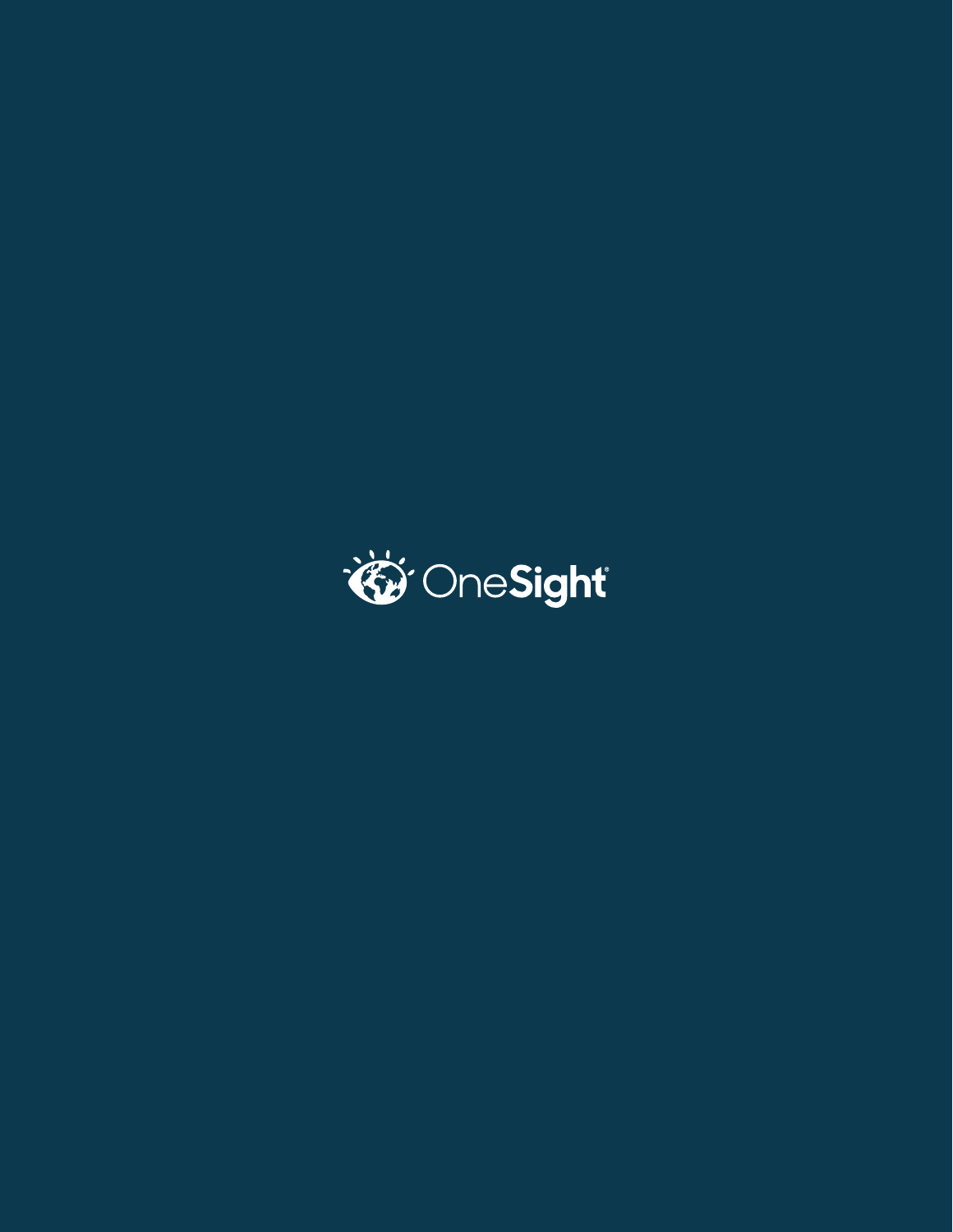OneSight®